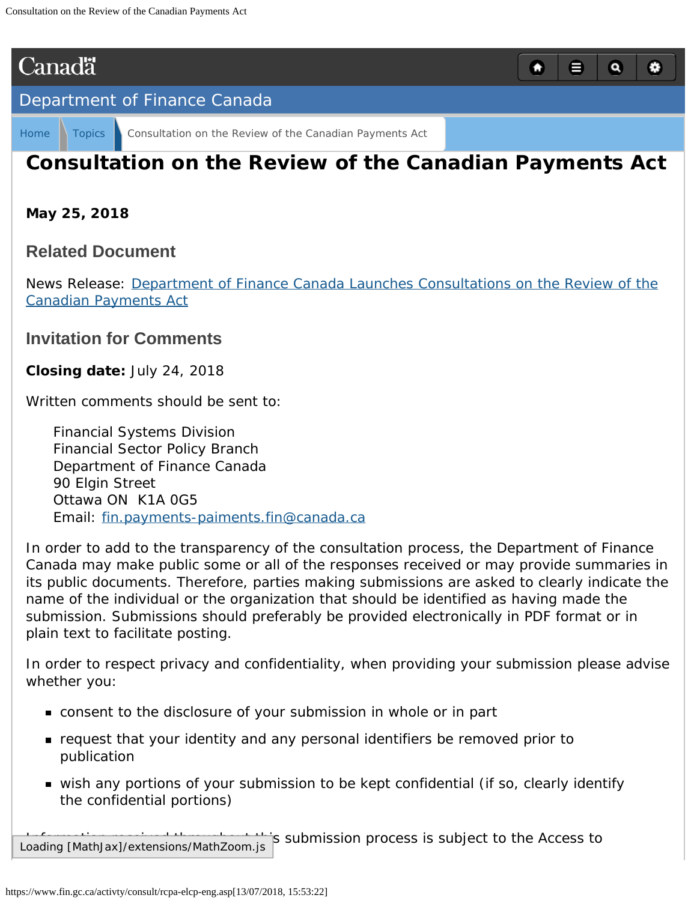# Consultation on the Review of the Canadian Payments Act

**May 25, 2018**

## Related Document

News Release: [Department of Finance Canada Launches Consultations on the Review of the Canadian Payments Act]

## Invitation for Comments

**Closing date:** July 24, 2018

Written comments should be sent to:

> Financial Systems Division
> Financial Sector Policy Branch
> Department of Finance Canada
> 90 Elgin Street
> Ottawa ON K1A 0G5
> Email: fin.payments-paiments.fin@canada.ca

In order to add to the transparency of the consultation process, the Department of Finance Canada may make public some or all of the responses received or may provide summaries in its public documents. Therefore, parties making submissions are asked to clearly indicate the name of the individual or the organization that should be identified as having made the submission. Submissions should preferably be provided electronically in PDF format or in plain text to facilitate posting.

In order to respect privacy and confidentiality, when providing your submission please advise whether you:

- consent to the disclosure of your submission in whole or in part
- request that your identity and any personal identifiers be removed prior to publication
- wish any portions of your submission to be kept confidential (if so, clearly identify the confidential portions)

Information received throughout this submission process is subject to the Access to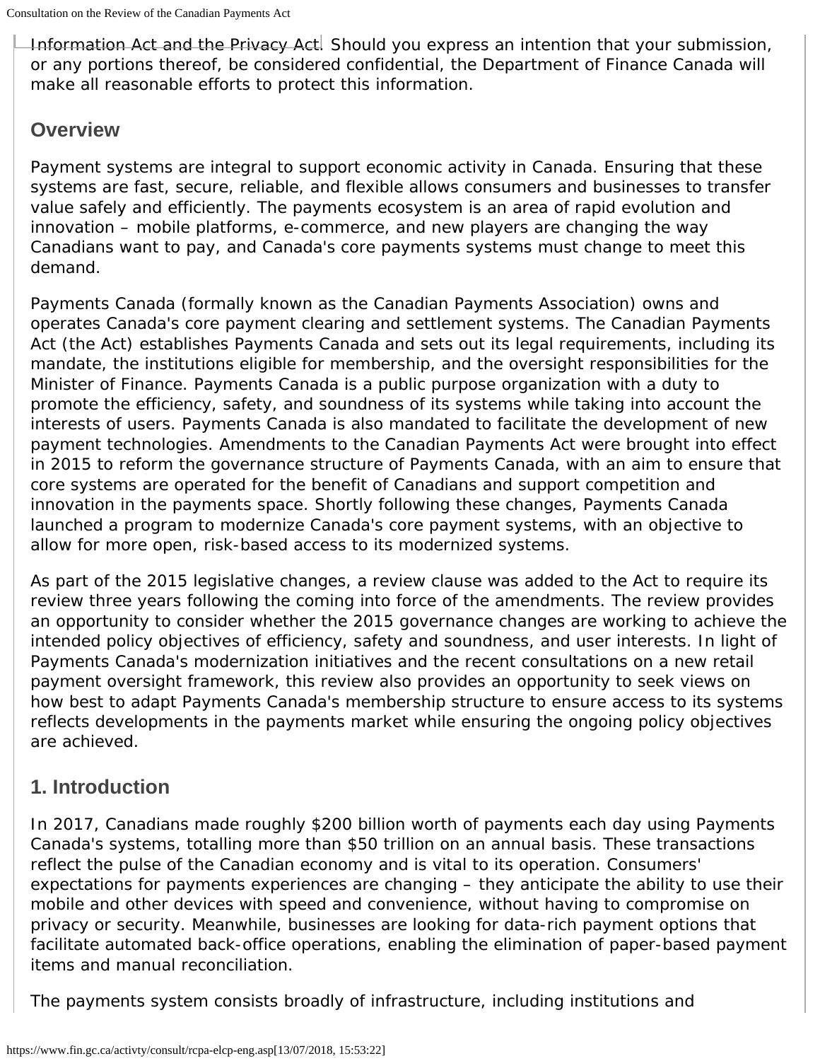Information Act and the Privacy Act. Should you express an intention that your submission, or any portions thereof, be considered confidential, the Department of Finance Canada will make all reasonable efforts to protect this information.

## Overview

Payment systems are integral to support economic activity in Canada. Ensuring that these systems are fast, secure, reliable, and flexible allows consumers and businesses to transfer value safely and efficiently. The payments ecosystem is an area of rapid evolution and innovation – mobile platforms, e-commerce, and new players are changing the way Canadians want to pay, and Canada's core payments systems must change to meet this demand.

Payments Canada (formally known as the Canadian Payments Association) owns and operates Canada's core payment clearing and settlement systems. The Canadian Payments Act (the Act) establishes Payments Canada and sets out its legal requirements, including its mandate, the institutions eligible for membership, and the oversight responsibilities for the Minister of Finance. Payments Canada is a public purpose organization with a duty to promote the efficiency, safety, and soundness of its systems while taking into account the interests of users. Payments Canada is also mandated to facilitate the development of new payment technologies. Amendments to the Canadian Payments Act were brought into effect in 2015 to reform the governance structure of Payments Canada, with an aim to ensure that core systems are operated for the benefit of Canadians and support competition and innovation in the payments space. Shortly following these changes, Payments Canada launched a program to modernize Canada's core payment systems, with an objective to allow for more open, risk-based access to its modernized systems.

As part of the 2015 legislative changes, a review clause was added to the Act to require its review three years following the coming into force of the amendments. The review provides an opportunity to consider whether the 2015 governance changes are working to achieve the intended policy objectives of efficiency, safety and soundness, and user interests. In light of Payments Canada's modernization initiatives and the recent consultations on a new retail payment oversight framework, this review also provides an opportunity to seek views on how best to adapt Payments Canada's membership structure to ensure access to its systems reflects developments in the payments market while ensuring the ongoing policy objectives are achieved.

## 1. Introduction

In 2017, Canadians made roughly $200 billion worth of payments each day using Payments Canada's systems, totalling more than $50 trillion on an annual basis. These transactions reflect the pulse of the Canadian economy and is vital to its operation. Consumers' expectations for payments experiences are changing – they anticipate the ability to use their mobile and other devices with speed and convenience, without having to compromise on privacy or security. Meanwhile, businesses are looking for data-rich payment options that facilitate automated back-office operations, enabling the elimination of paper-based payment items and manual reconciliation.

The payments system consists broadly of infrastructure, including institutions and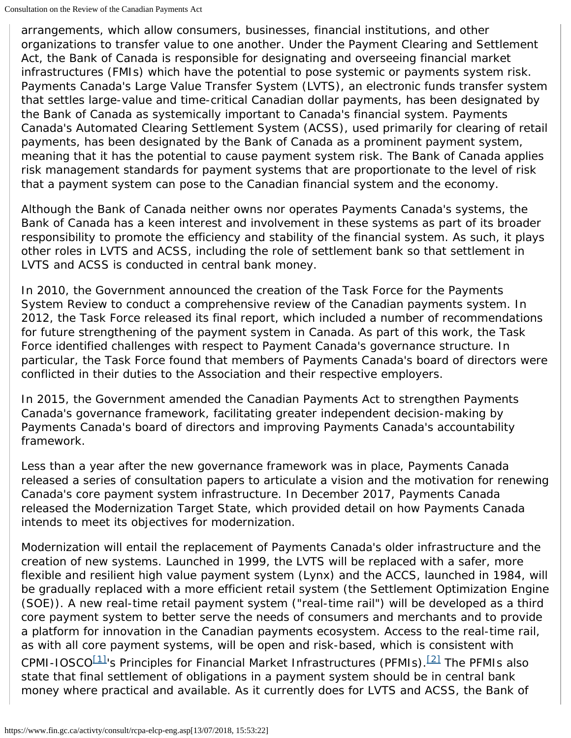arrangements, which allow consumers, businesses, financial institutions, and other organizations to transfer value to one another. Under the Payment Clearing and Settlement Act, the Bank of Canada is responsible for designating and overseeing financial market infrastructures (FMIs) which have the potential to pose systemic or payments system risk. Payments Canada's Large Value Transfer System (LVTS), an electronic funds transfer system that settles large-value and time-critical Canadian dollar payments, has been designated by the Bank of Canada as systemically important to Canada's financial system. Payments Canada's Automated Clearing Settlement System (ACSS), used primarily for clearing of retail payments, has been designated by the Bank of Canada as a prominent payment system, meaning that it has the potential to cause payment system risk. The Bank of Canada applies risk management standards for payment systems that are proportionate to the level of risk that a payment system can pose to the Canadian financial system and the economy.

Although the Bank of Canada neither owns nor operates Payments Canada's systems, the Bank of Canada has a keen interest and involvement in these systems as part of its broader responsibility to promote the efficiency and stability of the financial system. As such, it plays other roles in LVTS and ACSS, including the role of settlement bank so that settlement in LVTS and ACSS is conducted in central bank money.

In 2010, the Government announced the creation of the Task Force for the Payments System Review to conduct a comprehensive review of the Canadian payments system. In 2012, the Task Force released its final report, which included a number of recommendations for future strengthening of the payment system in Canada. As part of this work, the Task Force identified challenges with respect to Payment Canada's governance structure. In particular, the Task Force found that members of Payments Canada's board of directors were conflicted in their duties to the Association and their respective employers.

In 2015, the Government amended the Canadian Payments Act to strengthen Payments Canada's governance framework, facilitating greater independent decision-making by Payments Canada's board of directors and improving Payments Canada's accountability framework.

Less than a year after the new governance framework was in place, Payments Canada released a series of consultation papers to articulate a vision and the motivation for renewing Canada's core payment system infrastructure. In December 2017, Payments Canada released the Modernization Target State, which provided detail on how Payments Canada intends to meet its objectives for modernization.

Modernization will entail the replacement of Payments Canada's older infrastructure and the creation of new systems. Launched in 1999, the LVTS will be replaced with a safer, more flexible and resilient high value payment system (Lynx) and the ACCS, launched in 1984, will be gradually replaced with a more efficient retail system (the Settlement Optimization Engine (SOE)). A new real-time retail payment system ("real-time rail") will be developed as a third core payment system to better serve the needs of consumers and merchants and to provide a platform for innovation in the Canadian payments ecosystem. Access to the real-time rail, as with all core payment systems, will be open and risk-based, which is consistent with CPMI-IOSCO[1]'s Principles for Financial Market Infrastructures (PFMIs).[2] The PFMIs also state that final settlement of obligations in a payment system should be in central bank money where practical and available. As it currently does for LVTS and ACSS, the Bank of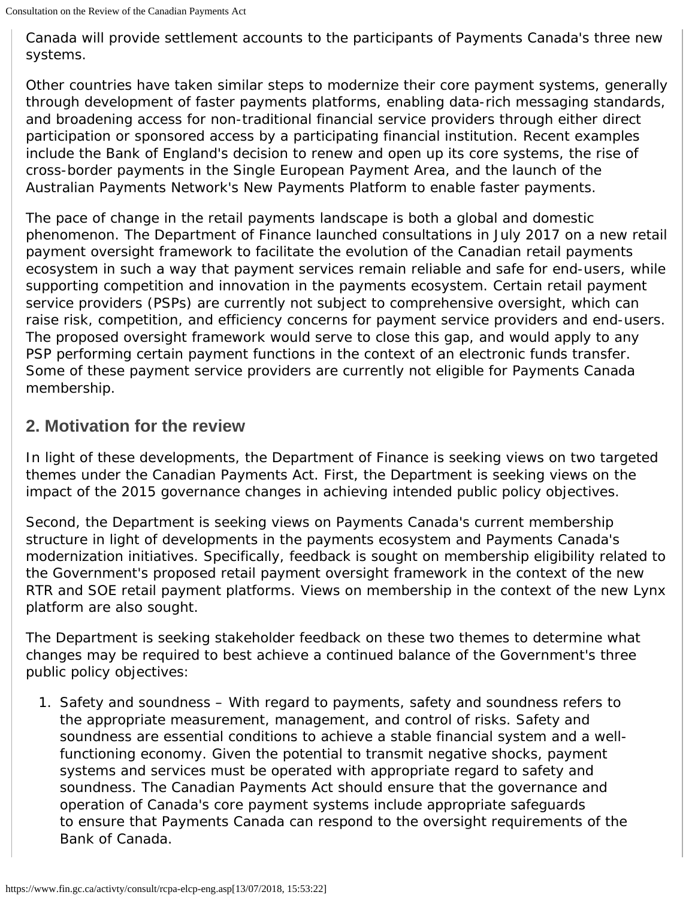Canada will provide settlement accounts to the participants of Payments Canada's three new systems.

Other countries have taken similar steps to modernize their core payment systems, generally through development of faster payments platforms, enabling data-rich messaging standards, and broadening access for non-traditional financial service providers through either direct participation or sponsored access by a participating financial institution. Recent examples include the Bank of England's decision to renew and open up its core systems, the rise of cross-border payments in the Single European Payment Area, and the launch of the Australian Payments Network's New Payments Platform to enable faster payments.

The pace of change in the retail payments landscape is both a global and domestic phenomenon. The Department of Finance launched consultations in July 2017 on a new retail payment oversight framework to facilitate the evolution of the Canadian retail payments ecosystem in such a way that payment services remain reliable and safe for end-users, while supporting competition and innovation in the payments ecosystem. Certain retail payment service providers (PSPs) are currently not subject to comprehensive oversight, which can raise risk, competition, and efficiency concerns for payment service providers and end-users. The proposed oversight framework would serve to close this gap, and would apply to any PSP performing certain payment functions in the context of an electronic funds transfer. Some of these payment service providers are currently not eligible for Payments Canada membership.

## 2. Motivation for the review

In light of these developments, the Department of Finance is seeking views on two targeted themes under the Canadian Payments Act. First, the Department is seeking views on the impact of the 2015 governance changes in achieving intended public policy objectives.

Second, the Department is seeking views on Payments Canada's current membership structure in light of developments in the payments ecosystem and Payments Canada's modernization initiatives. Specifically, feedback is sought on membership eligibility related to the Government's proposed retail payment oversight framework in the context of the new RTR and SOE retail payment platforms. Views on membership in the context of the new Lynx platform are also sought.

The Department is seeking stakeholder feedback on these two themes to determine what changes may be required to best achieve a continued balance of the Government's three public policy objectives:

1. Safety and soundness – With regard to payments, safety and soundness refers to the appropriate measurement, management, and control of risks. Safety and soundness are essential conditions to achieve a stable financial system and a well-functioning economy. Given the potential to transmit negative shocks, payment systems and services must be operated with appropriate regard to safety and soundness. The Canadian Payments Act should ensure that the governance and operation of Canada's core payment systems include appropriate safeguards to ensure that Payments Canada can respond to the oversight requirements of the Bank of Canada.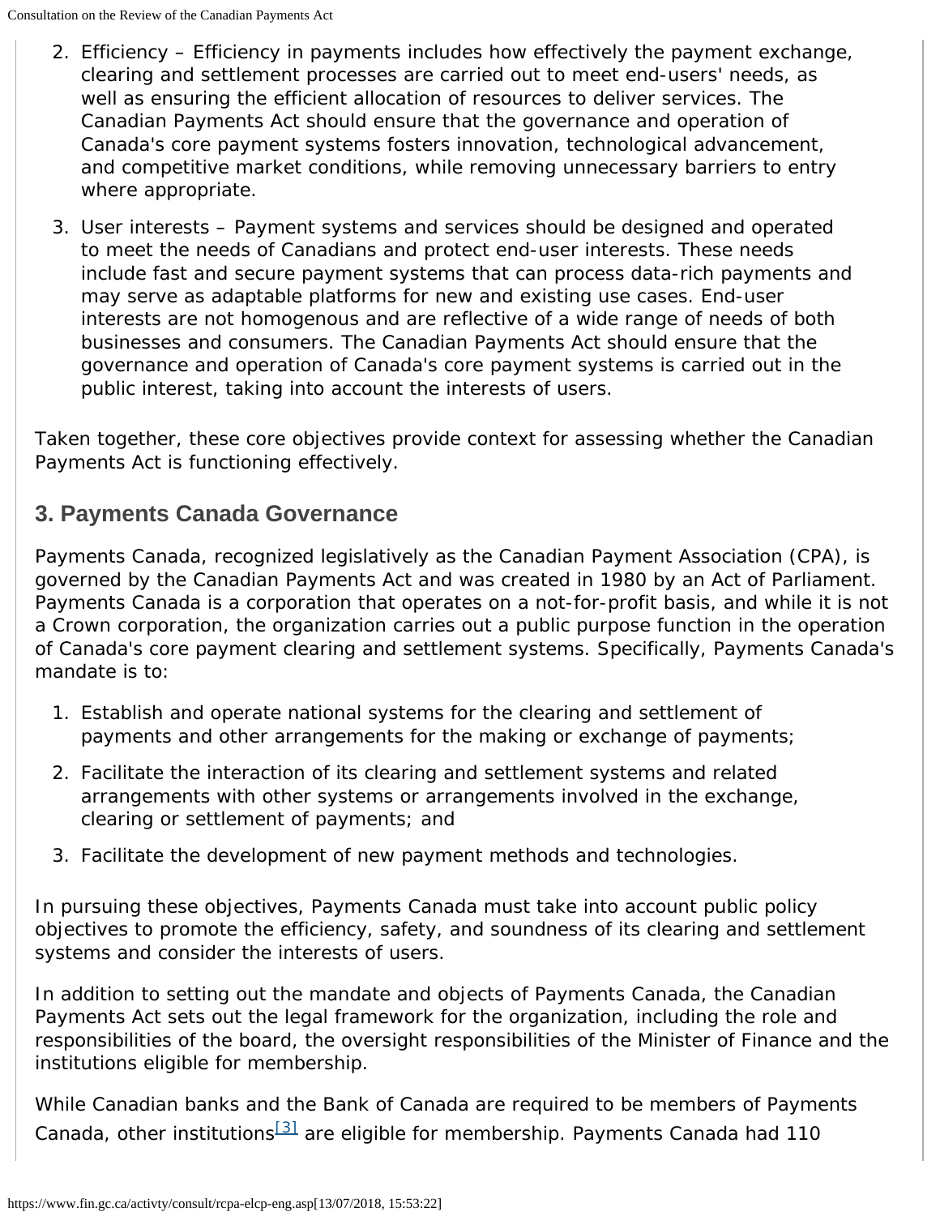2. Efficiency – Efficiency in payments includes how effectively the payment exchange, clearing and settlement processes are carried out to meet end-users' needs, as well as ensuring the efficient allocation of resources to deliver services. The Canadian Payments Act should ensure that the governance and operation of Canada's core payment systems fosters innovation, technological advancement, and competitive market conditions, while removing unnecessary barriers to entry where appropriate.
3. User interests – Payment systems and services should be designed and operated to meet the needs of Canadians and protect end-user interests. These needs include fast and secure payment systems that can process data-rich payments and may serve as adaptable platforms for new and existing use cases. End-user interests are not homogenous and are reflective of a wide range of needs of both businesses and consumers. The Canadian Payments Act should ensure that the governance and operation of Canada's core payment systems is carried out in the public interest, taking into account the interests of users.

Taken together, these core objectives provide context for assessing whether the Canadian Payments Act is functioning effectively.

## 3. Payments Canada Governance

Payments Canada, recognized legislatively as the Canadian Payment Association (CPA), is governed by the Canadian Payments Act and was created in 1980 by an Act of Parliament. Payments Canada is a corporation that operates on a not-for-profit basis, and while it is not a Crown corporation, the organization carries out a public purpose function in the operation of Canada's core payment clearing and settlement systems. Specifically, Payments Canada's mandate is to:

1. Establish and operate national systems for the clearing and settlement of payments and other arrangements for the making or exchange of payments;
2. Facilitate the interaction of its clearing and settlement systems and related arrangements with other systems or arrangements involved in the exchange, clearing or settlement of payments; and
3. Facilitate the development of new payment methods and technologies.

In pursuing these objectives, Payments Canada must take into account public policy objectives to promote the efficiency, safety, and soundness of its clearing and settlement systems and consider the interests of users.

In addition to setting out the mandate and objects of Payments Canada, the Canadian Payments Act sets out the legal framework for the organization, including the role and responsibilities of the board, the oversight responsibilities of the Minister of Finance and the institutions eligible for membership.

While Canadian banks and the Bank of Canada are required to be members of Payments Canada, other institutions[3] are eligible for membership. Payments Canada had 110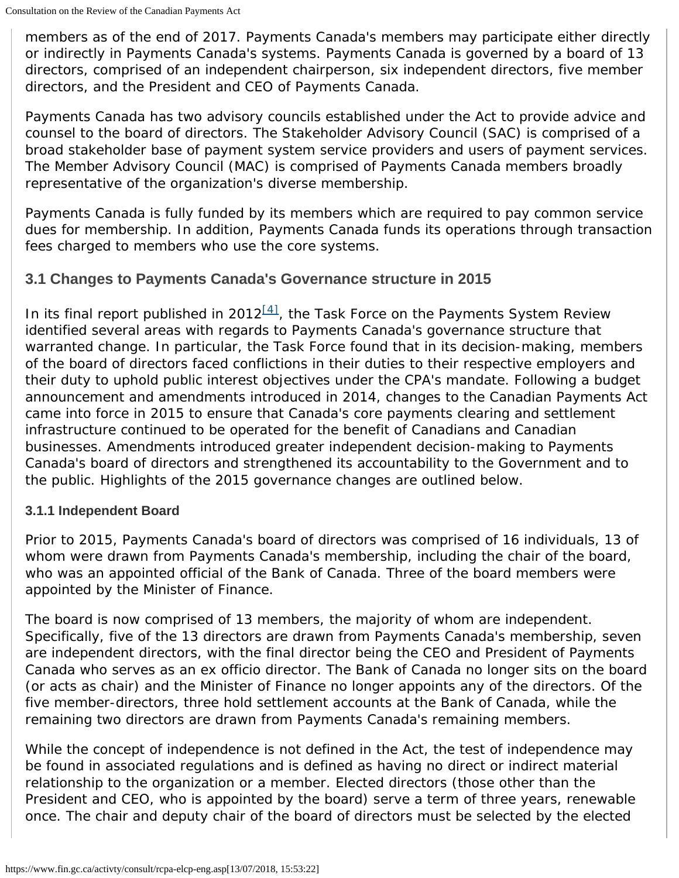members as of the end of 2017. Payments Canada's members may participate either directly or indirectly in Payments Canada's systems. Payments Canada is governed by a board of 13 directors, comprised of an independent chairperson, six independent directors, five member directors, and the President and CEO of Payments Canada.

Payments Canada has two advisory councils established under the Act to provide advice and counsel to the board of directors. The Stakeholder Advisory Council (SAC) is comprised of a broad stakeholder base of payment system service providers and users of payment services. The Member Advisory Council (MAC) is comprised of Payments Canada members broadly representative of the organization's diverse membership.

Payments Canada is fully funded by its members which are required to pay common service dues for membership. In addition, Payments Canada funds its operations through transaction fees charged to members who use the core systems.

### 3.1 Changes to Payments Canada's Governance structure in 2015

In its final report published in 2012[4], the Task Force on the Payments System Review identified several areas with regards to Payments Canada's governance structure that warranted change. In particular, the Task Force found that in its decision-making, members of the board of directors faced conflictions in their duties to their respective employers and their duty to uphold public interest objectives under the CPA's mandate. Following a budget announcement and amendments introduced in 2014, changes to the Canadian Payments Act came into force in 2015 to ensure that Canada's core payments clearing and settlement infrastructure continued to be operated for the benefit of Canadians and Canadian businesses. Amendments introduced greater independent decision-making to Payments Canada's board of directors and strengthened its accountability to the Government and to the public. Highlights of the 2015 governance changes are outlined below.

#### 3.1.1 Independent Board

Prior to 2015, Payments Canada's board of directors was comprised of 16 individuals, 13 of whom were drawn from Payments Canada's membership, including the chair of the board, who was an appointed official of the Bank of Canada. Three of the board members were appointed by the Minister of Finance.

The board is now comprised of 13 members, the majority of whom are independent. Specifically, five of the 13 directors are drawn from Payments Canada's membership, seven are independent directors, with the final director being the CEO and President of Payments Canada who serves as an ex officio director. The Bank of Canada no longer sits on the board (or acts as chair) and the Minister of Finance no longer appoints any of the directors. Of the five member-directors, three hold settlement accounts at the Bank of Canada, while the remaining two directors are drawn from Payments Canada's remaining members.

While the concept of independence is not defined in the Act, the test of independence may be found in associated regulations and is defined as having no direct or indirect material relationship to the organization or a member. Elected directors (those other than the President and CEO, who is appointed by the board) serve a term of three years, renewable once. The chair and deputy chair of the board of directors must be selected by the elected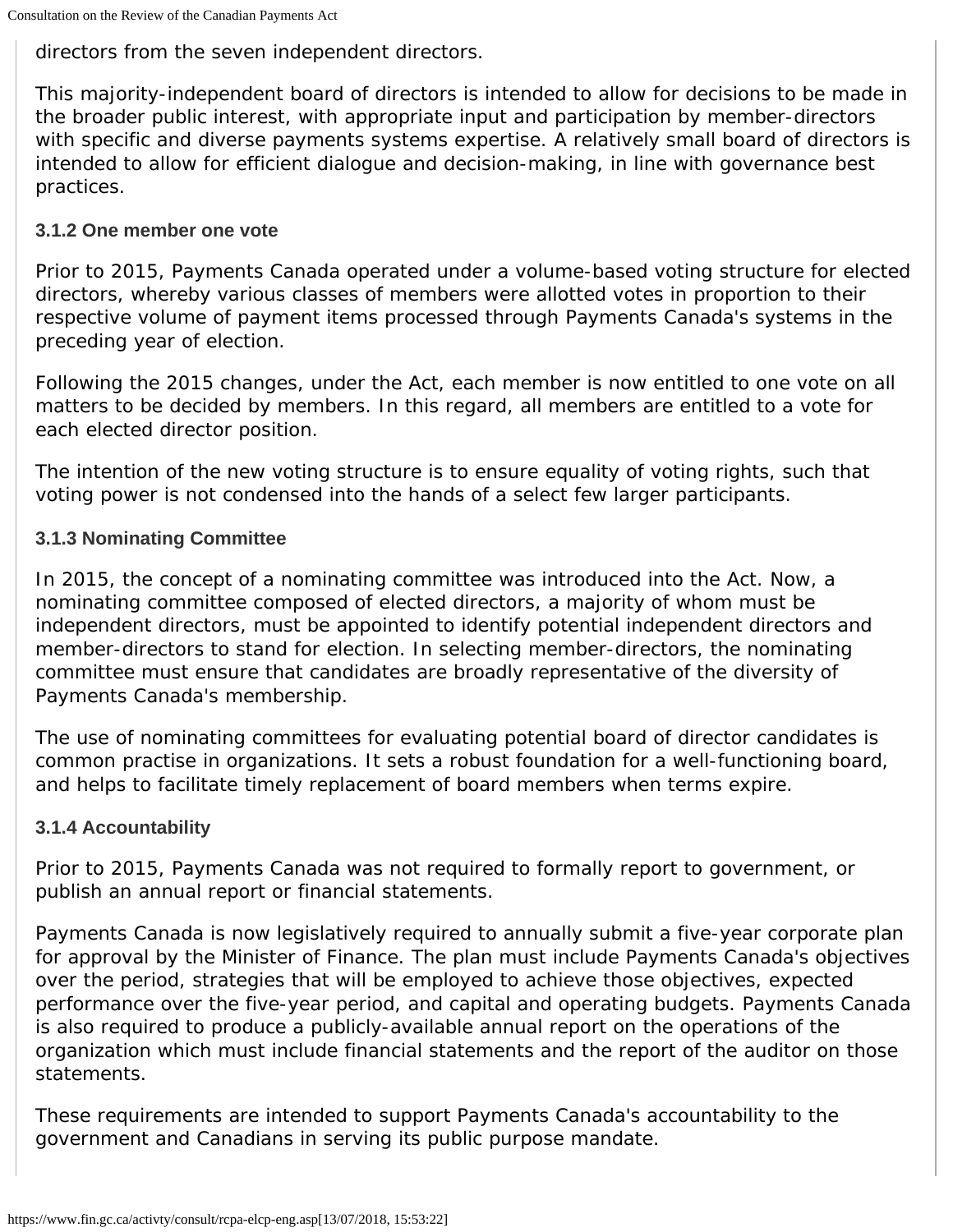directors from the seven independent directors.

This majority-independent board of directors is intended to allow for decisions to be made in the broader public interest, with appropriate input and participation by member-directors with specific and diverse payments systems expertise. A relatively small board of directors is intended to allow for efficient dialogue and decision-making, in line with governance best practices.

#### 3.1.2 One member one vote

Prior to 2015, Payments Canada operated under a volume-based voting structure for elected directors, whereby various classes of members were allotted votes in proportion to their respective volume of payment items processed through Payments Canada's systems in the preceding year of election.

Following the 2015 changes, under the Act, each member is now entitled to one vote on all matters to be decided by members. In this regard, all members are entitled to a vote for each elected director position.

The intention of the new voting structure is to ensure equality of voting rights, such that voting power is not condensed into the hands of a select few larger participants.

#### 3.1.3 Nominating Committee

In 2015, the concept of a nominating committee was introduced into the Act. Now, a nominating committee composed of elected directors, a majority of whom must be independent directors, must be appointed to identify potential independent directors and member-directors to stand for election. In selecting member-directors, the nominating committee must ensure that candidates are broadly representative of the diversity of Payments Canada's membership.

The use of nominating committees for evaluating potential board of director candidates is common practise in organizations. It sets a robust foundation for a well-functioning board, and helps to facilitate timely replacement of board members when terms expire.

#### 3.1.4 Accountability

Prior to 2015, Payments Canada was not required to formally report to government, or publish an annual report or financial statements.

Payments Canada is now legislatively required to annually submit a five-year corporate plan for approval by the Minister of Finance. The plan must include Payments Canada's objectives over the period, strategies that will be employed to achieve those objectives, expected performance over the five-year period, and capital and operating budgets. Payments Canada is also required to produce a publicly-available annual report on the operations of the organization which must include financial statements and the report of the auditor on those statements.

These requirements are intended to support Payments Canada's accountability to the government and Canadians in serving its public purpose mandate.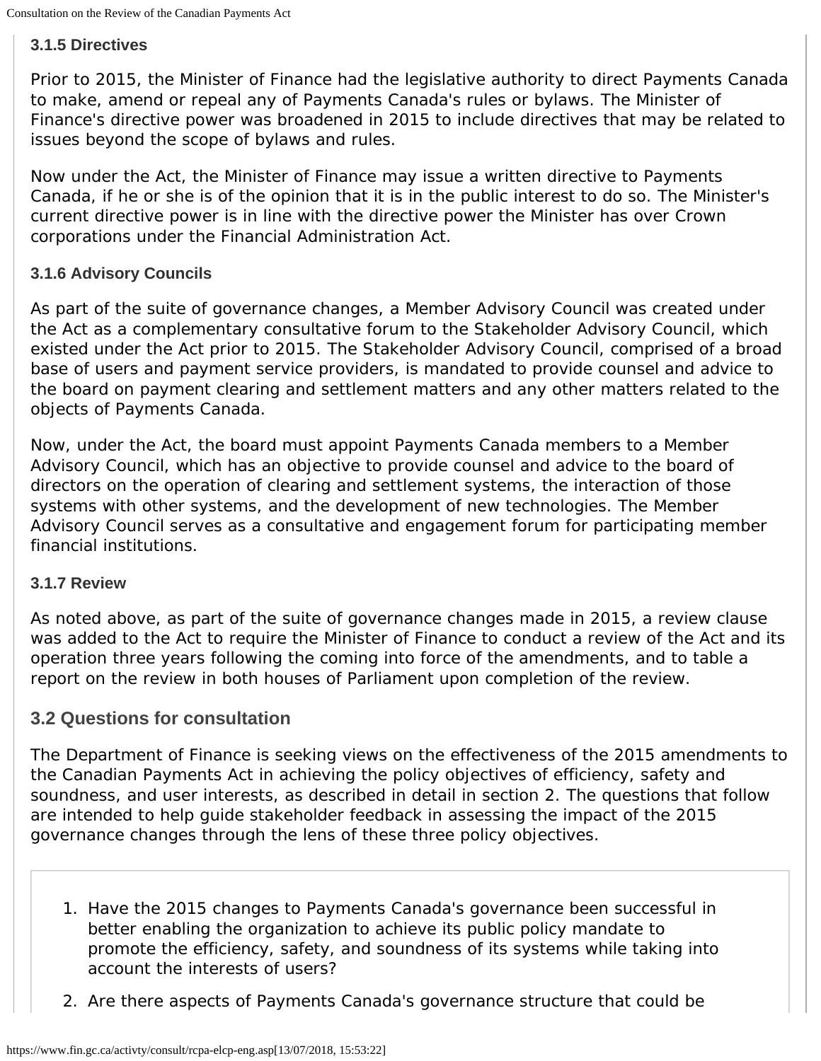#### 3.1.5 Directives

Prior to 2015, the Minister of Finance had the legislative authority to direct Payments Canada to make, amend or repeal any of Payments Canada's rules or bylaws. The Minister of Finance's directive power was broadened in 2015 to include directives that may be related to issues beyond the scope of bylaws and rules.

Now under the Act, the Minister of Finance may issue a written directive to Payments Canada, if he or she is of the opinion that it is in the public interest to do so. The Minister's current directive power is in line with the directive power the Minister has over Crown corporations under the Financial Administration Act.

#### 3.1.6 Advisory Councils

As part of the suite of governance changes, a Member Advisory Council was created under the Act as a complementary consultative forum to the Stakeholder Advisory Council, which existed under the Act prior to 2015. The Stakeholder Advisory Council, comprised of a broad base of users and payment service providers, is mandated to provide counsel and advice to the board on payment clearing and settlement matters and any other matters related to the objects of Payments Canada.

Now, under the Act, the board must appoint Payments Canada members to a Member Advisory Council, which has an objective to provide counsel and advice to the board of directors on the operation of clearing and settlement systems, the interaction of those systems with other systems, and the development of new technologies. The Member Advisory Council serves as a consultative and engagement forum for participating member financial institutions.

#### 3.1.7 Review

As noted above, as part of the suite of governance changes made in 2015, a review clause was added to the Act to require the Minister of Finance to conduct a review of the Act and its operation three years following the coming into force of the amendments, and to table a report on the review in both houses of Parliament upon completion of the review.

### 3.2 Questions for consultation

The Department of Finance is seeking views on the effectiveness of the 2015 amendments to the Canadian Payments Act in achieving the policy objectives of efficiency, safety and soundness, and user interests, as described in detail in section 2. The questions that follow are intended to help guide stakeholder feedback in assessing the impact of the 2015 governance changes through the lens of these three policy objectives.

1. Have the 2015 changes to Payments Canada's governance been successful in better enabling the organization to achieve its public policy mandate to promote the efficiency, safety, and soundness of its systems while taking into account the interests of users?
2. Are there aspects of Payments Canada's governance structure that could be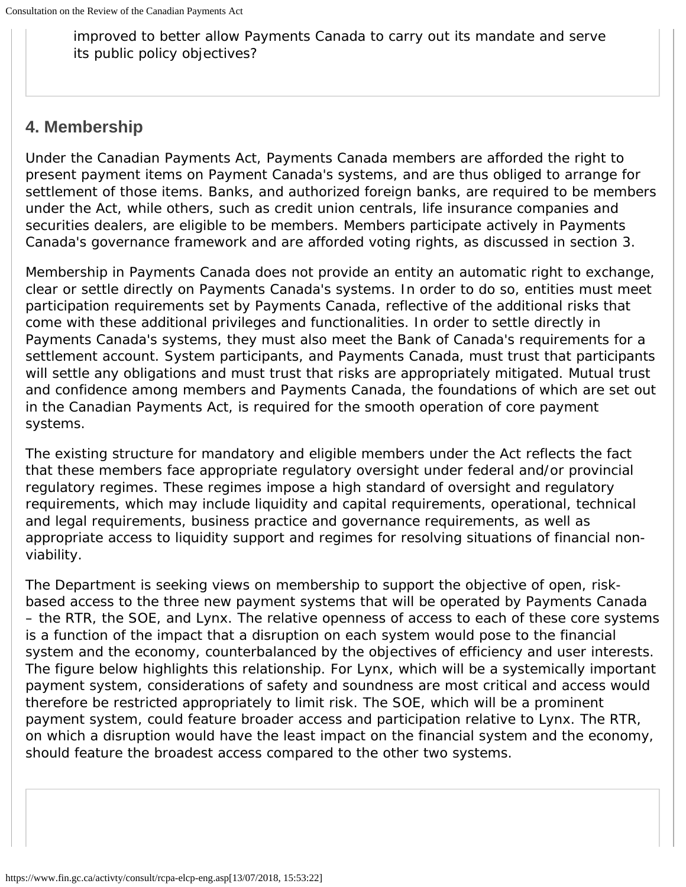improved to better allow Payments Canada to carry out its mandate and serve its public policy objectives?

## 4. Membership

Under the Canadian Payments Act, Payments Canada members are afforded the right to present payment items on Payment Canada's systems, and are thus obliged to arrange for settlement of those items. Banks, and authorized foreign banks, are required to be members under the Act, while others, such as credit union centrals, life insurance companies and securities dealers, are eligible to be members. Members participate actively in Payments Canada's governance framework and are afforded voting rights, as discussed in section 3.

Membership in Payments Canada does not provide an entity an automatic right to exchange, clear or settle directly on Payments Canada's systems. In order to do so, entities must meet participation requirements set by Payments Canada, reflective of the additional risks that come with these additional privileges and functionalities. In order to settle directly in Payments Canada's systems, they must also meet the Bank of Canada's requirements for a settlement account. System participants, and Payments Canada, must trust that participants will settle any obligations and must trust that risks are appropriately mitigated. Mutual trust and confidence among members and Payments Canada, the foundations of which are set out in the Canadian Payments Act, is required for the smooth operation of core payment systems.

The existing structure for mandatory and eligible members under the Act reflects the fact that these members face appropriate regulatory oversight under federal and/or provincial regulatory regimes. These regimes impose a high standard of oversight and regulatory requirements, which may include liquidity and capital requirements, operational, technical and legal requirements, business practice and governance requirements, as well as appropriate access to liquidity support and regimes for resolving situations of financial non-viability.

The Department is seeking views on membership to support the objective of open, risk-based access to the three new payment systems that will be operated by Payments Canada – the RTR, the SOE, and Lynx. The relative openness of access to each of these core systems is a function of the impact that a disruption on each system would pose to the financial system and the economy, counterbalanced by the objectives of efficiency and user interests. The figure below highlights this relationship. For Lynx, which will be a systemically important payment system, considerations of safety and soundness are most critical and access would therefore be restricted appropriately to limit risk. The SOE, which will be a prominent payment system, could feature broader access and participation relative to Lynx. The RTR, on which a disruption would have the least impact on the financial system and the economy, should feature the broadest access compared to the other two systems.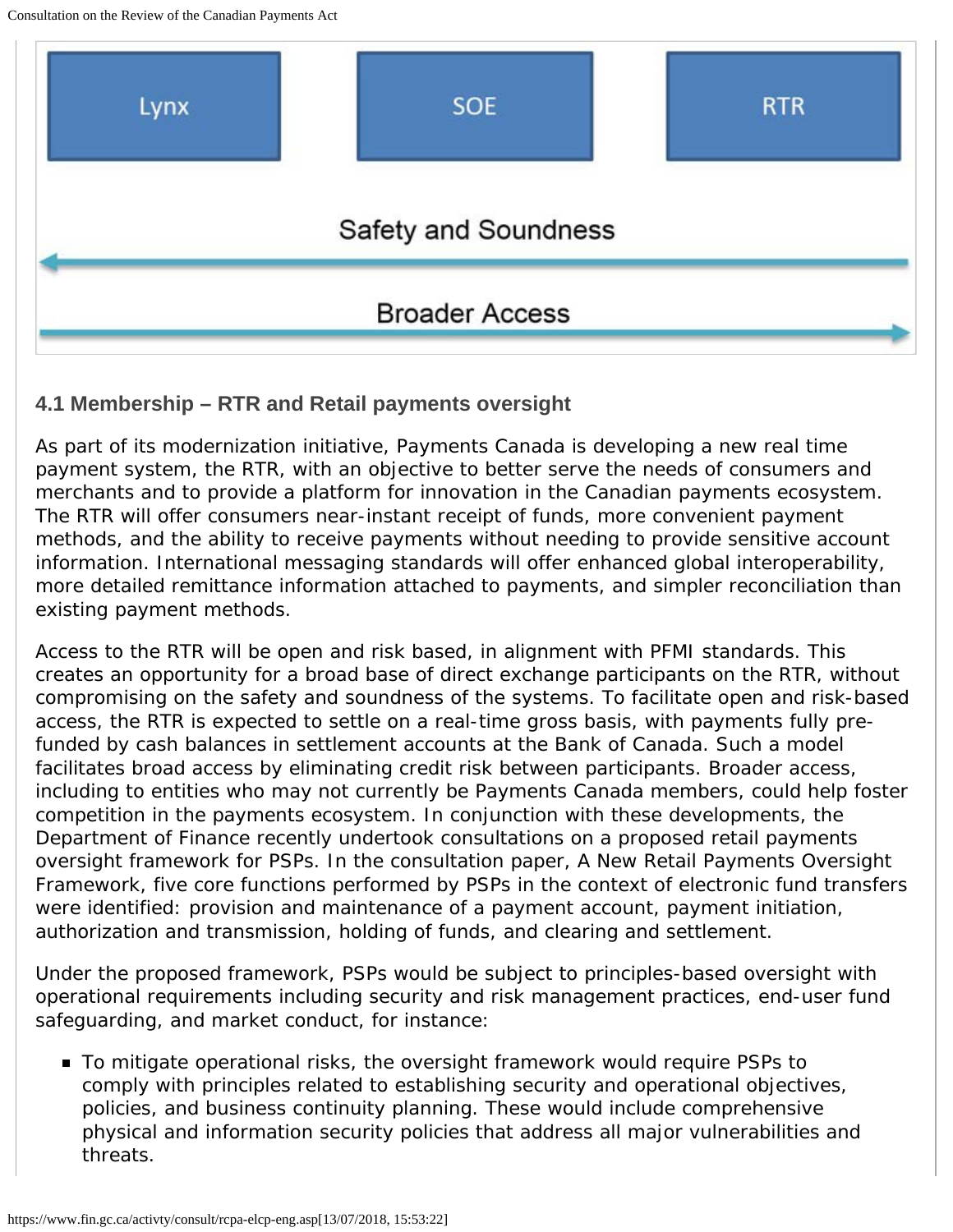Lynx SOE RTR

Safety and Soundness

Broader Access

### 4.1 Membership – RTR and Retail payments oversight

As part of its modernization initiative, Payments Canada is developing a new real time payment system, the RTR, with an objective to better serve the needs of consumers and merchants and to provide a platform for innovation in the Canadian payments ecosystem. The RTR will offer consumers near-instant receipt of funds, more convenient payment methods, and the ability to receive payments without needing to provide sensitive account information. International messaging standards will offer enhanced global interoperability, more detailed remittance information attached to payments, and simpler reconciliation than existing payment methods.

Access to the RTR will be open and risk based, in alignment with PFMI standards. This creates an opportunity for a broad base of direct exchange participants on the RTR, without compromising on the safety and soundness of the systems. To facilitate open and risk-based access, the RTR is expected to settle on a real-time gross basis, with payments fully pre-funded by cash balances in settlement accounts at the Bank of Canada. Such a model facilitates broad access by eliminating credit risk between participants. Broader access, including to entities who may not currently be Payments Canada members, could help foster competition in the payments ecosystem. In conjunction with these developments, the Department of Finance recently undertook consultations on a proposed retail payments oversight framework for PSPs. In the consultation paper, A New Retail Payments Oversight Framework, five core functions performed by PSPs in the context of electronic fund transfers were identified: provision and maintenance of a payment account, payment initiation, authorization and transmission, holding of funds, and clearing and settlement.

Under the proposed framework, PSPs would be subject to principles-based oversight with operational requirements including security and risk management practices, end-user fund safeguarding, and market conduct, for instance:

- To mitigate operational risks, the oversight framework would require PSPs to comply with principles related to establishing security and operational objectives, policies, and business continuity planning. These would include comprehensive physical and information security policies that address all major vulnerabilities and threats.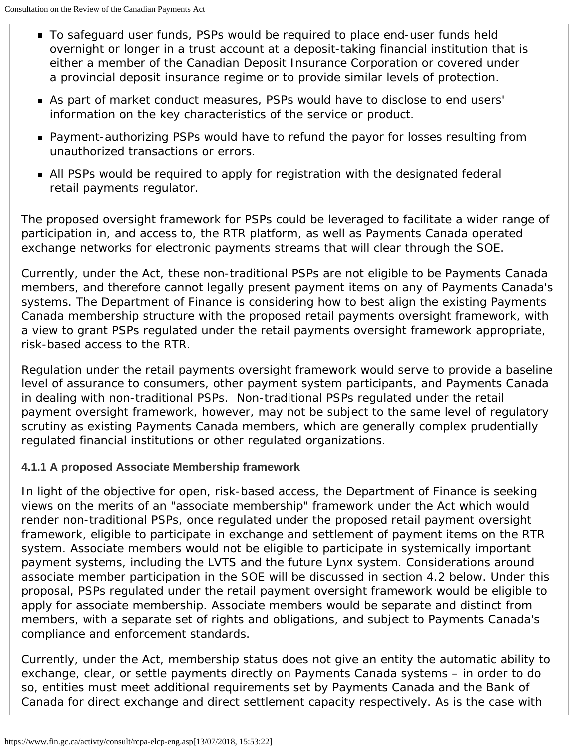- To safeguard user funds, PSPs would be required to place end-user funds held overnight or longer in a trust account at a deposit-taking financial institution that is either a member of the Canadian Deposit Insurance Corporation or covered under a provincial deposit insurance regime or to provide similar levels of protection.
- As part of market conduct measures, PSPs would have to disclose to end users' information on the key characteristics of the service or product.
- Payment-authorizing PSPs would have to refund the payor for losses resulting from unauthorized transactions or errors.
- All PSPs would be required to apply for registration with the designated federal retail payments regulator.

The proposed oversight framework for PSPs could be leveraged to facilitate a wider range of participation in, and access to, the RTR platform, as well as Payments Canada operated exchange networks for electronic payments streams that will clear through the SOE.

Currently, under the Act, these non-traditional PSPs are not eligible to be Payments Canada members, and therefore cannot legally present payment items on any of Payments Canada's systems. The Department of Finance is considering how to best align the existing Payments Canada membership structure with the proposed retail payments oversight framework, with a view to grant PSPs regulated under the retail payments oversight framework appropriate, risk-based access to the RTR.

Regulation under the retail payments oversight framework would serve to provide a baseline level of assurance to consumers, other payment system participants, and Payments Canada in dealing with non-traditional PSPs. Non-traditional PSPs regulated under the retail payment oversight framework, however, may not be subject to the same level of regulatory scrutiny as existing Payments Canada members, which are generally complex prudentially regulated financial institutions or other regulated organizations.

#### 4.1.1 A proposed Associate Membership framework

In light of the objective for open, risk-based access, the Department of Finance is seeking views on the merits of an "associate membership" framework under the Act which would render non-traditional PSPs, once regulated under the proposed retail payment oversight framework, eligible to participate in exchange and settlement of payment items on the RTR system. Associate members would not be eligible to participate in systemically important payment systems, including the LVTS and the future Lynx system. Considerations around associate member participation in the SOE will be discussed in section 4.2 below. Under this proposal, PSPs regulated under the retail payment oversight framework would be eligible to apply for associate membership. Associate members would be separate and distinct from members, with a separate set of rights and obligations, and subject to Payments Canada's compliance and enforcement standards.

Currently, under the Act, membership status does not give an entity the automatic ability to exchange, clear, or settle payments directly on Payments Canada systems – in order to do so, entities must meet additional requirements set by Payments Canada and the Bank of Canada for direct exchange and direct settlement capacity respectively. As is the case with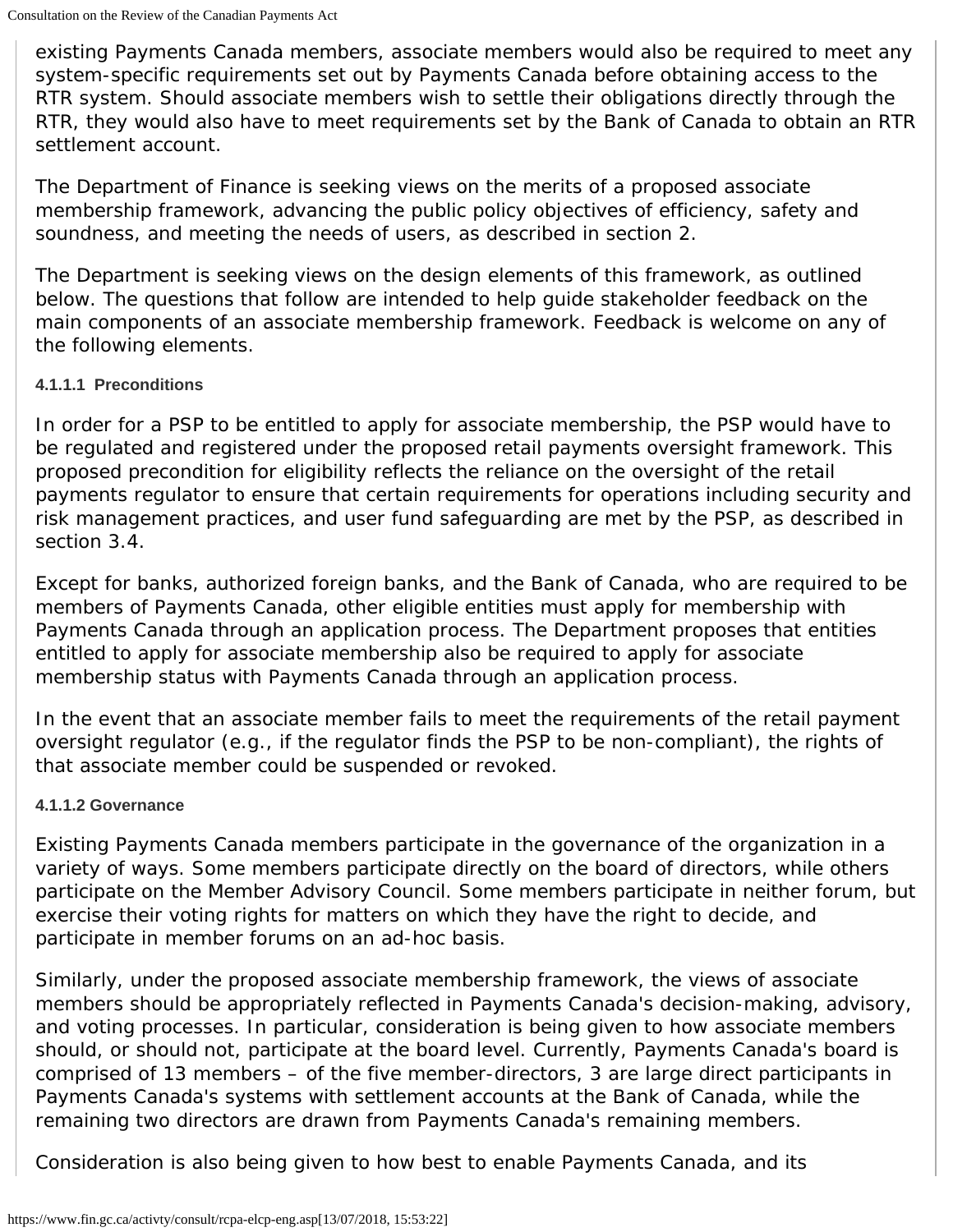existing Payments Canada members, associate members would also be required to meet any system-specific requirements set out by Payments Canada before obtaining access to the RTR system. Should associate members wish to settle their obligations directly through the RTR, they would also have to meet requirements set by the Bank of Canada to obtain an RTR settlement account.

The Department of Finance is seeking views on the merits of a proposed associate membership framework, advancing the public policy objectives of efficiency, safety and soundness, and meeting the needs of users, as described in section 2.

The Department is seeking views on the design elements of this framework, as outlined below. The questions that follow are intended to help guide stakeholder feedback on the main components of an associate membership framework. Feedback is welcome on any of the following elements.

#### 4.1.1.1 Preconditions

In order for a PSP to be entitled to apply for associate membership, the PSP would have to be regulated and registered under the proposed retail payments oversight framework. This proposed precondition for eligibility reflects the reliance on the oversight of the retail payments regulator to ensure that certain requirements for operations including security and risk management practices, and user fund safeguarding are met by the PSP, as described in section 3.4.

Except for banks, authorized foreign banks, and the Bank of Canada, who are required to be members of Payments Canada, other eligible entities must apply for membership with Payments Canada through an application process. The Department proposes that entities entitled to apply for associate membership also be required to apply for associate membership status with Payments Canada through an application process.

In the event that an associate member fails to meet the requirements of the retail payment oversight regulator (e.g., if the regulator finds the PSP to be non-compliant), the rights of that associate member could be suspended or revoked.

#### 4.1.1.2 Governance

Existing Payments Canada members participate in the governance of the organization in a variety of ways. Some members participate directly on the board of directors, while others participate on the Member Advisory Council. Some members participate in neither forum, but exercise their voting rights for matters on which they have the right to decide, and participate in member forums on an ad-hoc basis.

Similarly, under the proposed associate membership framework, the views of associate members should be appropriately reflected in Payments Canada's decision-making, advisory, and voting processes. In particular, consideration is being given to how associate members should, or should not, participate at the board level. Currently, Payments Canada's board is comprised of 13 members – of the five member-directors, 3 are large direct participants in Payments Canada's systems with settlement accounts at the Bank of Canada, while the remaining two directors are drawn from Payments Canada's remaining members.

Consideration is also being given to how best to enable Payments Canada, and its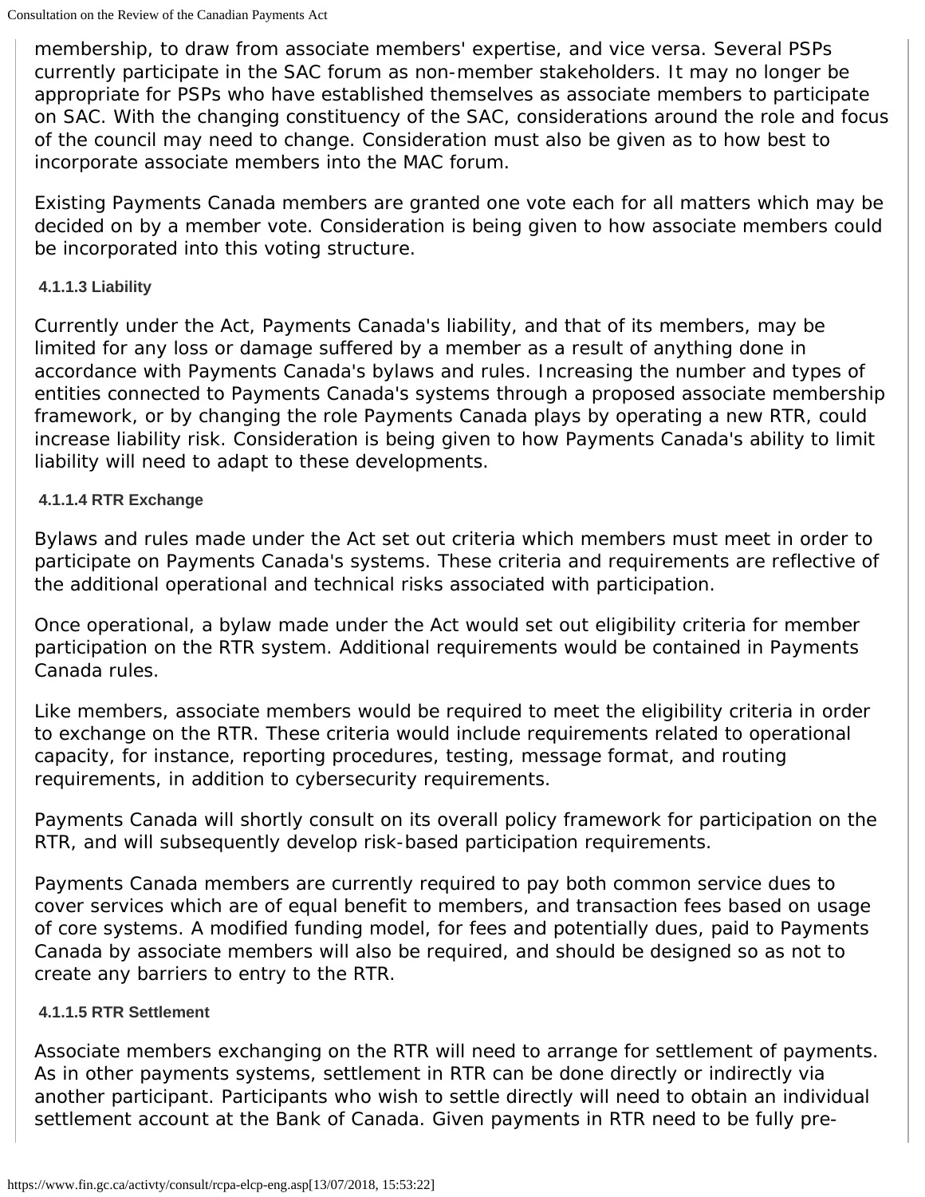membership, to draw from associate members' expertise, and vice versa. Several PSPs currently participate in the SAC forum as non-member stakeholders. It may no longer be appropriate for PSPs who have established themselves as associate members to participate on SAC. With the changing constituency of the SAC, considerations around the role and focus of the council may need to change. Consideration must also be given as to how best to incorporate associate members into the MAC forum.

Existing Payments Canada members are granted one vote each for all matters which may be decided on by a member vote. Consideration is being given to how associate members could be incorporated into this voting structure.

#### 4.1.1.3 Liability

Currently under the Act, Payments Canada's liability, and that of its members, may be limited for any loss or damage suffered by a member as a result of anything done in accordance with Payments Canada's bylaws and rules. Increasing the number and types of entities connected to Payments Canada's systems through a proposed associate membership framework, or by changing the role Payments Canada plays by operating a new RTR, could increase liability risk. Consideration is being given to how Payments Canada's ability to limit liability will need to adapt to these developments.

#### 4.1.1.4 RTR Exchange

Bylaws and rules made under the Act set out criteria which members must meet in order to participate on Payments Canada's systems. These criteria and requirements are reflective of the additional operational and technical risks associated with participation.

Once operational, a bylaw made under the Act would set out eligibility criteria for member participation on the RTR system. Additional requirements would be contained in Payments Canada rules.

Like members, associate members would be required to meet the eligibility criteria in order to exchange on the RTR. These criteria would include requirements related to operational capacity, for instance, reporting procedures, testing, message format, and routing requirements, in addition to cybersecurity requirements.

Payments Canada will shortly consult on its overall policy framework for participation on the RTR, and will subsequently develop risk-based participation requirements.

Payments Canada members are currently required to pay both common service dues to cover services which are of equal benefit to members, and transaction fees based on usage of core systems. A modified funding model, for fees and potentially dues, paid to Payments Canada by associate members will also be required, and should be designed so as not to create any barriers to entry to the RTR.

#### 4.1.1.5 RTR Settlement

Associate members exchanging on the RTR will need to arrange for settlement of payments. As in other payments systems, settlement in RTR can be done directly or indirectly via another participant. Participants who wish to settle directly will need to obtain an individual settlement account at the Bank of Canada. Given payments in RTR need to be fully pre-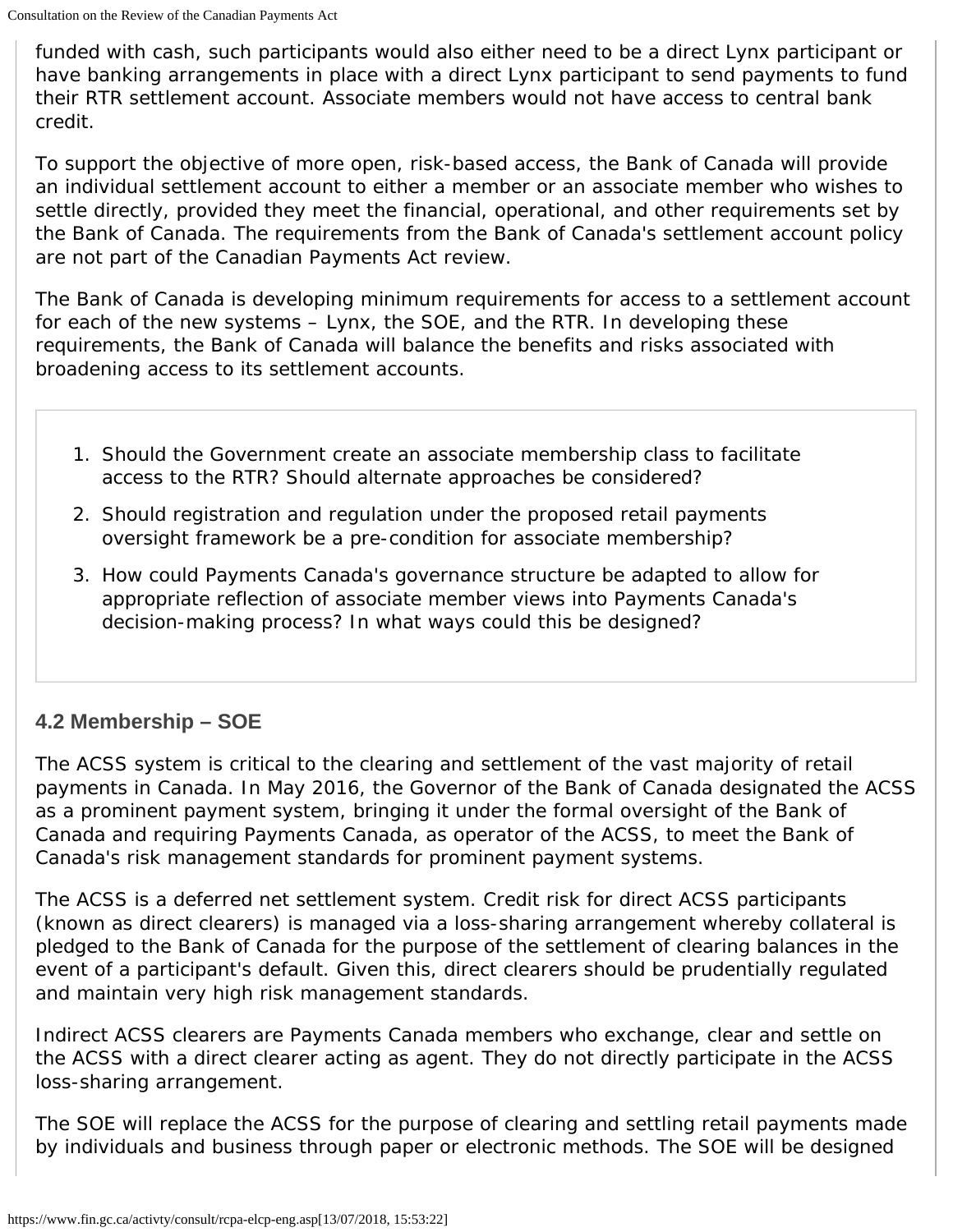funded with cash, such participants would also either need to be a direct Lynx participant or have banking arrangements in place with a direct Lynx participant to send payments to fund their RTR settlement account. Associate members would not have access to central bank credit.

To support the objective of more open, risk-based access, the Bank of Canada will provide an individual settlement account to either a member or an associate member who wishes to settle directly, provided they meet the financial, operational, and other requirements set by the Bank of Canada. The requirements from the Bank of Canada's settlement account policy are not part of the Canadian Payments Act review.

The Bank of Canada is developing minimum requirements for access to a settlement account for each of the new systems – Lynx, the SOE, and the RTR. In developing these requirements, the Bank of Canada will balance the benefits and risks associated with broadening access to its settlement accounts.

1. Should the Government create an associate membership class to facilitate access to the RTR? Should alternate approaches be considered?
2. Should registration and regulation under the proposed retail payments oversight framework be a pre-condition for associate membership?
3. How could Payments Canada's governance structure be adapted to allow for appropriate reflection of associate member views into Payments Canada's decision-making process? In what ways could this be designed?

### 4.2 Membership – SOE

The ACSS system is critical to the clearing and settlement of the vast majority of retail payments in Canada. In May 2016, the Governor of the Bank of Canada designated the ACSS as a prominent payment system, bringing it under the formal oversight of the Bank of Canada and requiring Payments Canada, as operator of the ACSS, to meet the Bank of Canada's risk management standards for prominent payment systems.

The ACSS is a deferred net settlement system. Credit risk for direct ACSS participants (known as direct clearers) is managed via a loss-sharing arrangement whereby collateral is pledged to the Bank of Canada for the purpose of the settlement of clearing balances in the event of a participant's default. Given this, direct clearers should be prudentially regulated and maintain very high risk management standards.

Indirect ACSS clearers are Payments Canada members who exchange, clear and settle on the ACSS with a direct clearer acting as agent. They do not directly participate in the ACSS loss-sharing arrangement.

The SOE will replace the ACSS for the purpose of clearing and settling retail payments made by individuals and business through paper or electronic methods. The SOE will be designed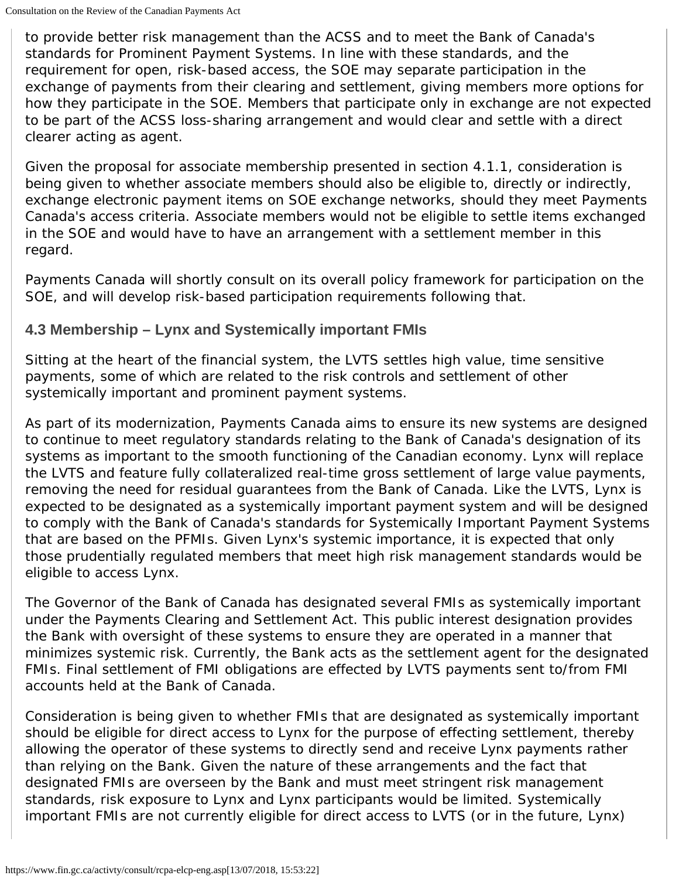to provide better risk management than the ACSS and to meet the Bank of Canada's standards for Prominent Payment Systems. In line with these standards, and the requirement for open, risk-based access, the SOE may separate participation in the exchange of payments from their clearing and settlement, giving members more options for how they participate in the SOE. Members that participate only in exchange are not expected to be part of the ACSS loss-sharing arrangement and would clear and settle with a direct clearer acting as agent.

Given the proposal for associate membership presented in section 4.1.1, consideration is being given to whether associate members should also be eligible to, directly or indirectly, exchange electronic payment items on SOE exchange networks, should they meet Payments Canada's access criteria. Associate members would not be eligible to settle items exchanged in the SOE and would have to have an arrangement with a settlement member in this regard.

Payments Canada will shortly consult on its overall policy framework for participation on the SOE, and will develop risk-based participation requirements following that.

### 4.3 Membership – Lynx and Systemically important FMIs

Sitting at the heart of the financial system, the LVTS settles high value, time sensitive payments, some of which are related to the risk controls and settlement of other systemically important and prominent payment systems.

As part of its modernization, Payments Canada aims to ensure its new systems are designed to continue to meet regulatory standards relating to the Bank of Canada's designation of its systems as important to the smooth functioning of the Canadian economy. Lynx will replace the LVTS and feature fully collateralized real-time gross settlement of large value payments, removing the need for residual guarantees from the Bank of Canada. Like the LVTS, Lynx is expected to be designated as a systemically important payment system and will be designed to comply with the Bank of Canada's standards for Systemically Important Payment Systems that are based on the PFMIs. Given Lynx's systemic importance, it is expected that only those prudentially regulated members that meet high risk management standards would be eligible to access Lynx.

The Governor of the Bank of Canada has designated several FMIs as systemically important under the Payments Clearing and Settlement Act. This public interest designation provides the Bank with oversight of these systems to ensure they are operated in a manner that minimizes systemic risk. Currently, the Bank acts as the settlement agent for the designated FMIs. Final settlement of FMI obligations are effected by LVTS payments sent to/from FMI accounts held at the Bank of Canada.

Consideration is being given to whether FMIs that are designated as systemically important should be eligible for direct access to Lynx for the purpose of effecting settlement, thereby allowing the operator of these systems to directly send and receive Lynx payments rather than relying on the Bank. Given the nature of these arrangements and the fact that designated FMIs are overseen by the Bank and must meet stringent risk management standards, risk exposure to Lynx and Lynx participants would be limited. Systemically important FMIs are not currently eligible for direct access to LVTS (or in the future, Lynx)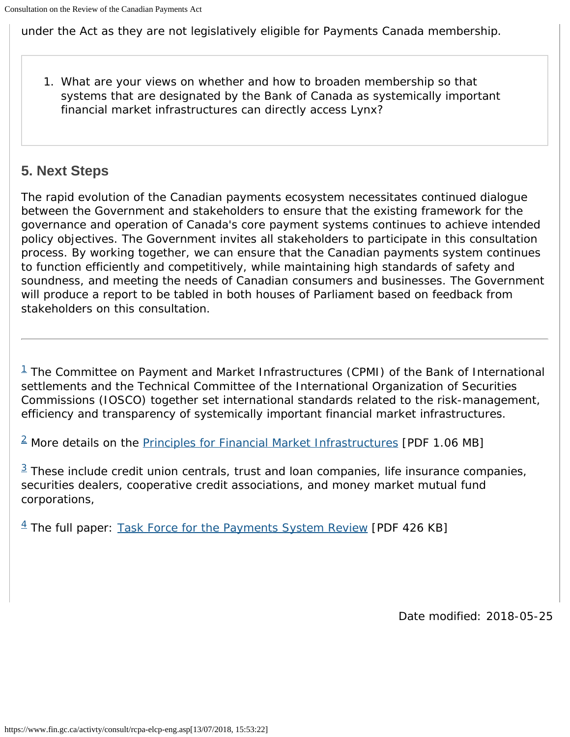under the Act as they are not legislatively eligible for Payments Canada membership.

1. What are your views on whether and how to broaden membership so that systems that are designated by the Bank of Canada as systemically important financial market infrastructures can directly access Lynx?

## 5. Next Steps

The rapid evolution of the Canadian payments ecosystem necessitates continued dialogue between the Government and stakeholders to ensure that the existing framework for the governance and operation of Canada's core payment systems continues to achieve intended policy objectives. The Government invites all stakeholders to participate in this consultation process. By working together, we can ensure that the Canadian payments system continues to function efficiently and competitively, while maintaining high standards of safety and soundness, and meeting the needs of Canadian consumers and businesses. The Government will produce a report to be tabled in both houses of Parliament based on feedback from stakeholders on this consultation.

---

[1] The Committee on Payment and Market Infrastructures (CPMI) of the Bank of International settlements and the Technical Committee of the International Organization of Securities Commissions (IOSCO) together set international standards related to the risk-management, efficiency and transparency of systemically important financial market infrastructures.

[2] More details on the Principles for Financial Market Infrastructures [PDF 1.06 MB]

[3] These include credit union centrals, trust and loan companies, life insurance companies, securities dealers, cooperative credit associations, and money market mutual fund corporations,

[4] The full paper: Task Force for the Payments System Review [PDF 426 KB]

Date modified: 2018-05-25